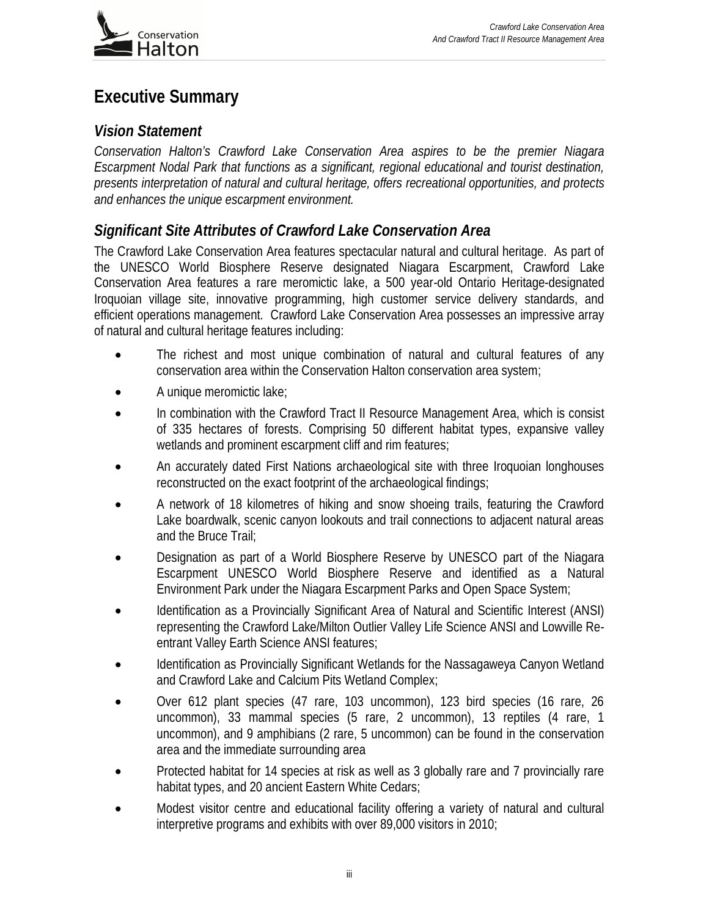# Executive Summary

## *Vision Statement*

*Conservation Halton's Crawford Lake Conservation Area aspires to be the premier Niagara Escarpment Nodal Park that functions as a significant, regional educational and tourist destination, presents interpretation of natural and cultural heritage, offers recreational opportunities, and protects and enhances the unique escarpment environment.*

## *Significant Site Attributes of Crawford Lake Conservation Area*

The Crawford Lake Conservation Area features spectacular natural and cultural heritage. As part of the UNESCO World Biosphere Reserve designated Niagara Escarpment, Crawford Lake Conservation Area features a rare meromictic lake, a 500 year-old Ontario Heritage-designated Iroquoian village site, innovative programming, high customer service delivery standards, and efficient operations management. Crawford Lake Conservation Area possesses an impressive array of natural and cultural heritage features including:

- The richest and most unique combination of natural and cultural features of any conservation area within the Conservation Halton conservation area system;
- A unique meromictic lake;
- In combination with the Crawford Tract II Resource Management Area, which is consist of 335 hectares of forests. Comprising 50 different habitat types, expansive valley wetlands and prominent escarpment cliff and rim features;
- An accurately dated First Nations archaeological site with three Iroquoian longhouses reconstructed on the exact footprint of the archaeological findings;
- A network of 18 kilometres of hiking and snow shoeing trails, featuring the Crawford Lake boardwalk, scenic canyon lookouts and trail connections to adjacent natural areas and the Bruce Trail;
- Designation as part of a World Biosphere Reserve by UNESCO part of the Niagara Escarpment UNESCO World Biosphere Reserve and identified as a Natural Environment Park under the Niagara Escarpment Parks and Open Space System;
- Identification as a Provincially Significant Area of Natural and Scientific Interest (ANSI) representing the Crawford Lake/Milton Outlier Valley Life Science ANSI and Lowville Re-entrant Valley Earth Science ANSI features;
- Identification as Provincially Significant Wetlands for the Nassagaweya Canyon Wetland and Crawford Lake and Calcium Pits Wetland Complex;
- Over 612 plant species (47 rare, 103 uncommon), 123 bird species (16 rare, 26 uncommon), 33 mammal species (5 rare, 2 uncommon), 13 reptiles (4 rare, 1 uncommon), and 9 amphibians (2 rare, 5 uncommon) can be found in the conservation area and the immediate surrounding area
- Protected habitat for 14 species at risk as well as 3 globally rare and 7 provincially rare habitat types, and 20 ancient Eastern White Cedars;
- Modest visitor centre and educational facility offering a variety of natural and cultural interpretive programs and exhibits with over 89,000 visitors in 2010;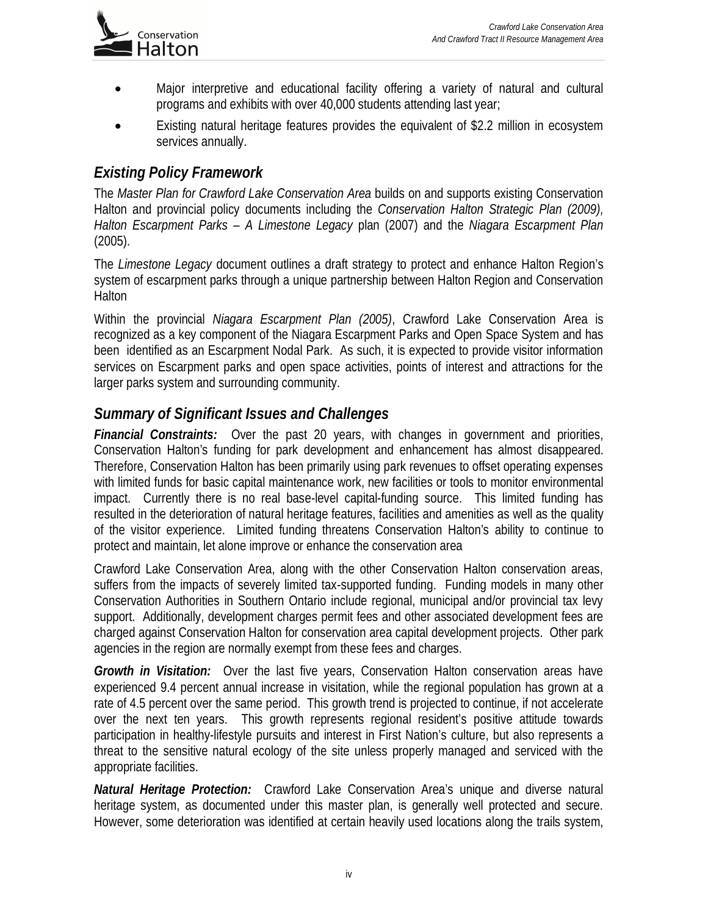- Major interpretive and educational facility offering a variety of natural and cultural programs and exhibits with over 40,000 students attending last year;
- Existing natural heritage features provides the equivalent of $2.2 million in ecosystem services annually.

## *Existing Policy Framework*

The *Master Plan for Crawford Lake Conservation Area* builds on and supports existing Conservation Halton and provincial policy documents including the *Conservation Halton Strategic Plan (2009), Halton Escarpment Parks – A Limestone Legacy* plan (2007) and the *Niagara Escarpment Plan* (2005).

The *Limestone Legacy* document outlines a draft strategy to protect and enhance Halton Region's system of escarpment parks through a unique partnership between Halton Region and Conservation Halton

Within the provincial *Niagara Escarpment Plan (2005)*, Crawford Lake Conservation Area is recognized as a key component of the Niagara Escarpment Parks and Open Space System and has been identified as an Escarpment Nodal Park. As such, it is expected to provide visitor information services on Escarpment parks and open space activities, points of interest and attractions for the larger parks system and surrounding community.

## *Summary of Significant Issues and Challenges*

***Financial Constraints:*** Over the past 20 years, with changes in government and priorities, Conservation Halton's funding for park development and enhancement has almost disappeared. Therefore, Conservation Halton has been primarily using park revenues to offset operating expenses with limited funds for basic capital maintenance work, new facilities or tools to monitor environmental impact. Currently there is no real base-level capital-funding source. This limited funding has resulted in the deterioration of natural heritage features, facilities and amenities as well as the quality of the visitor experience. Limited funding threatens Conservation Halton's ability to continue to protect and maintain, let alone improve or enhance the conservation area

Crawford Lake Conservation Area, along with the other Conservation Halton conservation areas, suffers from the impacts of severely limited tax-supported funding. Funding models in many other Conservation Authorities in Southern Ontario include regional, municipal and/or provincial tax levy support. Additionally, development charges permit fees and other associated development fees are charged against Conservation Halton for conservation area capital development projects. Other park agencies in the region are normally exempt from these fees and charges.

***Growth in Visitation:*** Over the last five years, Conservation Halton conservation areas have experienced 9.4 percent annual increase in visitation, while the regional population has grown at a rate of 4.5 percent over the same period. This growth trend is projected to continue, if not accelerate over the next ten years. This growth represents regional resident's positive attitude towards participation in healthy-lifestyle pursuits and interest in First Nation's culture, but also represents a threat to the sensitive natural ecology of the site unless properly managed and serviced with the appropriate facilities.

***Natural Heritage Protection:*** Crawford Lake Conservation Area's unique and diverse natural heritage system, as documented under this master plan, is generally well protected and secure. However, some deterioration was identified at certain heavily used locations along the trails system,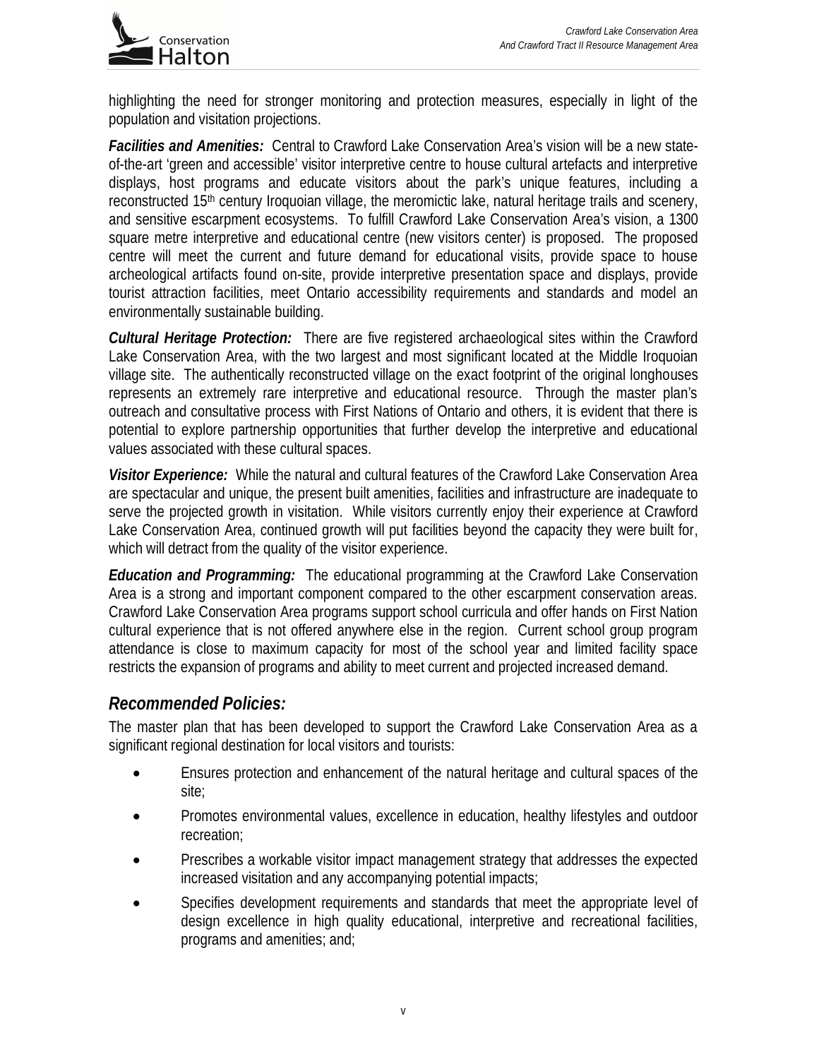highlighting the need for stronger monitoring and protection measures, especially in light of the population and visitation projections.

***Facilities and Amenities:*** Central to Crawford Lake Conservation Area's vision will be a new state-of-the-art 'green and accessible' visitor interpretive centre to house cultural artefacts and interpretive displays, host programs and educate visitors about the park's unique features, including a reconstructed 15th century Iroquoian village, the meromictic lake, natural heritage trails and scenery, and sensitive escarpment ecosystems. To fulfill Crawford Lake Conservation Area's vision, a 1300 square metre interpretive and educational centre (new visitors center) is proposed. The proposed centre will meet the current and future demand for educational visits, provide space to house archeological artifacts found on-site, provide interpretive presentation space and displays, provide tourist attraction facilities, meet Ontario accessibility requirements and standards and model an environmentally sustainable building.

***Cultural Heritage Protection:*** There are five registered archaeological sites within the Crawford Lake Conservation Area, with the two largest and most significant located at the Middle Iroquoian village site. The authentically reconstructed village on the exact footprint of the original longhouses represents an extremely rare interpretive and educational resource. Through the master plan's outreach and consultative process with First Nations of Ontario and others, it is evident that there is potential to explore partnership opportunities that further develop the interpretive and educational values associated with these cultural spaces.

***Visitor Experience:*** While the natural and cultural features of the Crawford Lake Conservation Area are spectacular and unique, the present built amenities, facilities and infrastructure are inadequate to serve the projected growth in visitation. While visitors currently enjoy their experience at Crawford Lake Conservation Area, continued growth will put facilities beyond the capacity they were built for, which will detract from the quality of the visitor experience.

***Education and Programming:*** The educational programming at the Crawford Lake Conservation Area is a strong and important component compared to the other escarpment conservation areas. Crawford Lake Conservation Area programs support school curricula and offer hands on First Nation cultural experience that is not offered anywhere else in the region. Current school group program attendance is close to maximum capacity for most of the school year and limited facility space restricts the expansion of programs and ability to meet current and projected increased demand.

## *Recommended Policies:*

The master plan that has been developed to support the Crawford Lake Conservation Area as a significant regional destination for local visitors and tourists:

- Ensures protection and enhancement of the natural heritage and cultural spaces of the site;
- Promotes environmental values, excellence in education, healthy lifestyles and outdoor recreation;
- Prescribes a workable visitor impact management strategy that addresses the expected increased visitation and any accompanying potential impacts;
- Specifies development requirements and standards that meet the appropriate level of design excellence in high quality educational, interpretive and recreational facilities, programs and amenities; and;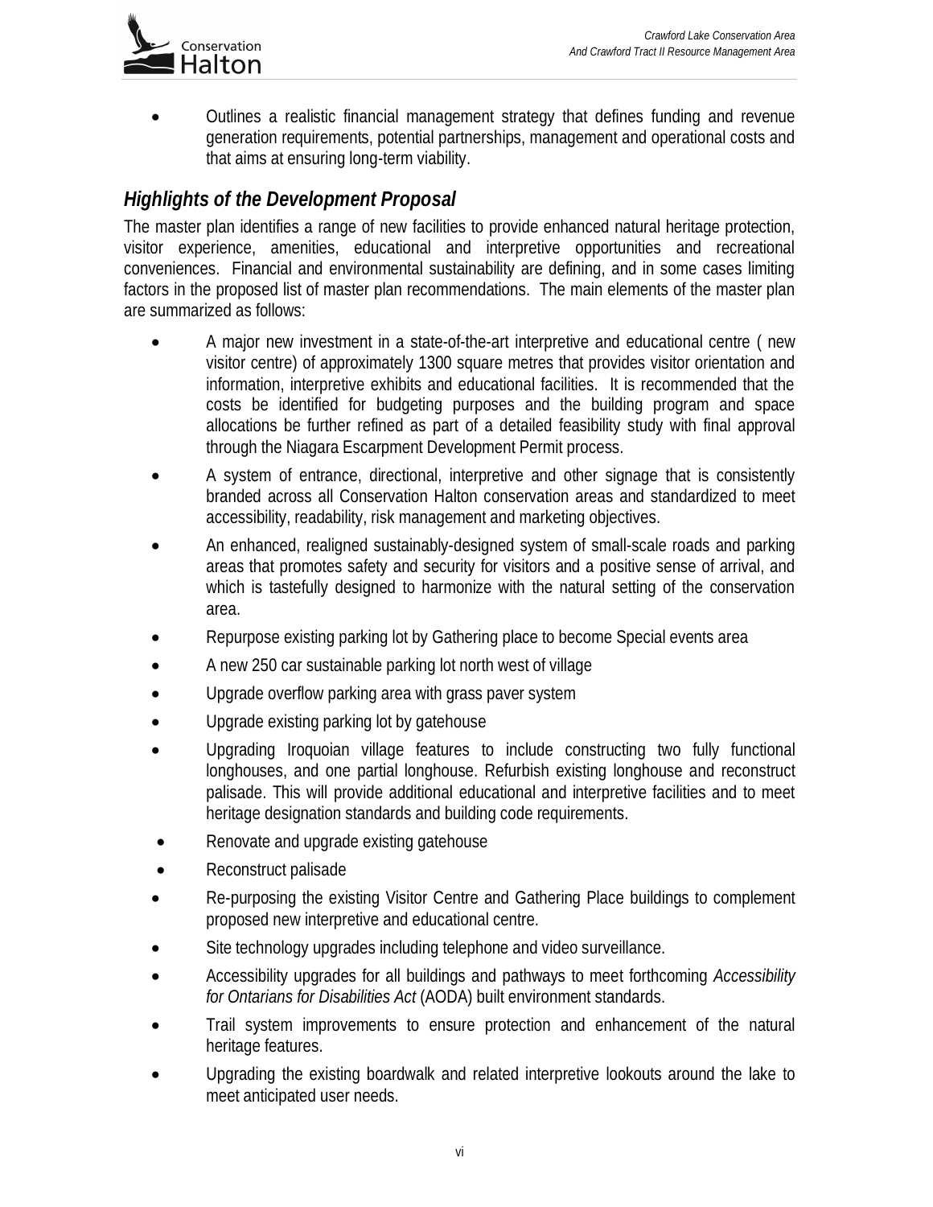- Outlines a realistic financial management strategy that defines funding and revenue generation requirements, potential partnerships, management and operational costs and that aims at ensuring long-term viability.

### *Highlights of the Development Proposal*

The master plan identifies a range of new facilities to provide enhanced natural heritage protection, visitor experience, amenities, educational and interpretive opportunities and recreational conveniences. Financial and environmental sustainability are defining, and in some cases limiting factors in the proposed list of master plan recommendations. The main elements of the master plan are summarized as follows:

- A major new investment in a state-of-the-art interpretive and educational centre ( new visitor centre) of approximately 1300 square metres that provides visitor orientation and information, interpretive exhibits and educational facilities. It is recommended that the costs be identified for budgeting purposes and the building program and space allocations be further refined as part of a detailed feasibility study with final approval through the Niagara Escarpment Development Permit process.
- A system of entrance, directional, interpretive and other signage that is consistently branded across all Conservation Halton conservation areas and standardized to meet accessibility, readability, risk management and marketing objectives.
- An enhanced, realigned sustainably-designed system of small-scale roads and parking areas that promotes safety and security for visitors and a positive sense of arrival, and which is tastefully designed to harmonize with the natural setting of the conservation area.
- Repurpose existing parking lot by Gathering place to become Special events area
- A new 250 car sustainable parking lot north west of village
- Upgrade overflow parking area with grass paver system
- Upgrade existing parking lot by gatehouse
- Upgrading Iroquoian village features to include constructing two fully functional longhouses, and one partial longhouse. Refurbish existing longhouse and reconstruct palisade. This will provide additional educational and interpretive facilities and to meet heritage designation standards and building code requirements.
- Renovate and upgrade existing gatehouse
- Reconstruct palisade
- Re-purposing the existing Visitor Centre and Gathering Place buildings to complement proposed new interpretive and educational centre.
- Site technology upgrades including telephone and video surveillance.
- Accessibility upgrades for all buildings and pathways to meet forthcoming *Accessibility for Ontarians for Disabilities Act* (AODA) built environment standards.
- Trail system improvements to ensure protection and enhancement of the natural heritage features.
- Upgrading the existing boardwalk and related interpretive lookouts around the lake to meet anticipated user needs.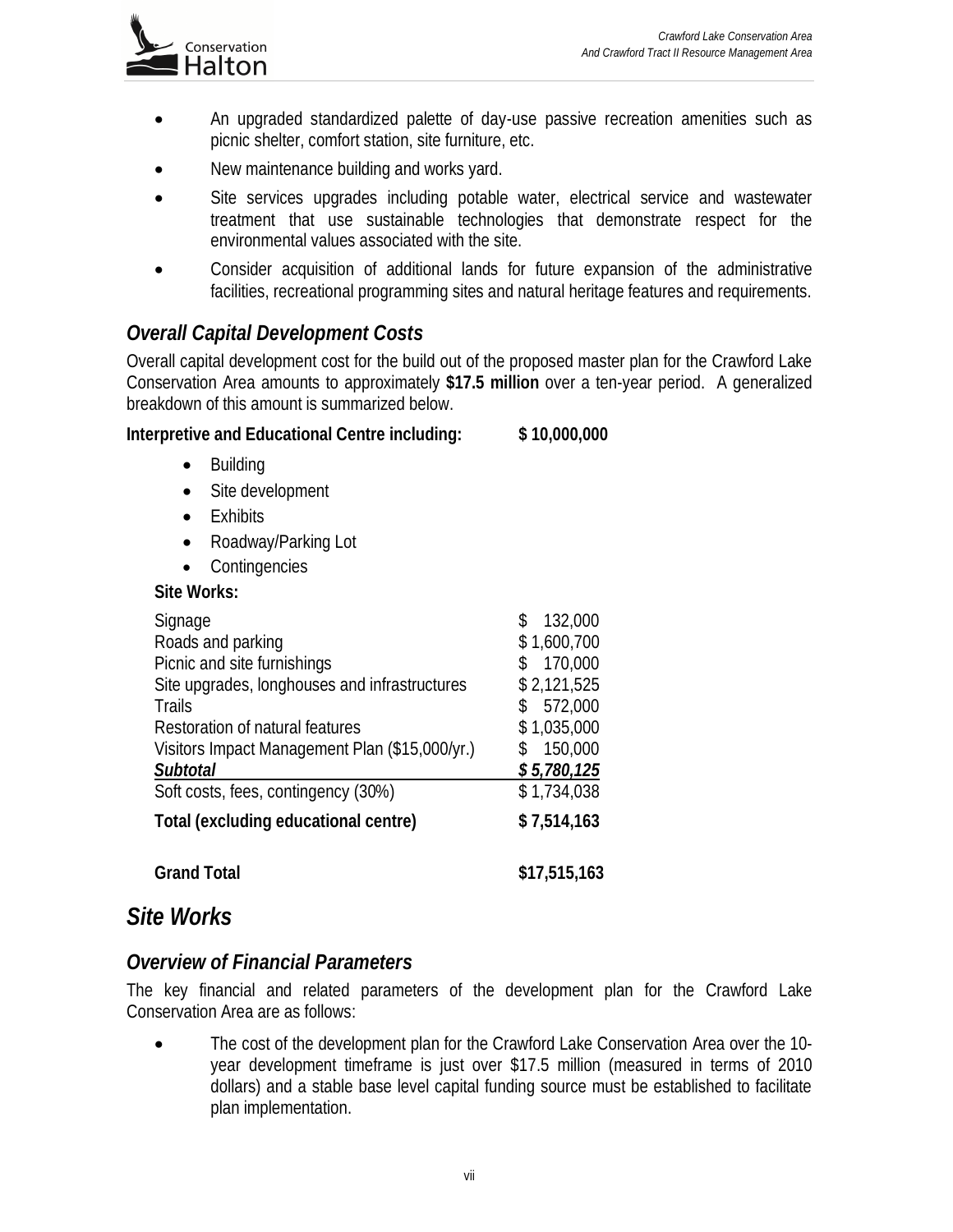- An upgraded standardized palette of day-use passive recreation amenities such as picnic shelter, comfort station, site furniture, etc.
- New maintenance building and works yard.
- Site services upgrades including potable water, electrical service and wastewater treatment that use sustainable technologies that demonstrate respect for the environmental values associated with the site.
- Consider acquisition of additional lands for future expansion of the administrative facilities, recreational programming sites and natural heritage features and requirements.

## *Overall Capital Development Costs*

Overall capital development cost for the build out of the proposed master plan for the Crawford Lake Conservation Area amounts to approximately **$17.5 million** over a ten-year period. A generalized breakdown of this amount is summarized below.

**Interpretive and Educational Centre including:** **$ 10,000,000**

- Building
- Site development
- Exhibits
- Roadway/Parking Lot
- Contingencies

**Site Works:**

| | |
|---|---|
| Signage | $ 132,000 |
| Roads and parking | $ 1,600,700 |
| Picnic and site furnishings | $ 170,000 |
| Site upgrades, longhouses and infrastructures | $ 2,121,525 |
| Trails | $ 572,000 |
| Restoration of natural features | $ 1,035,000 |
| Visitors Impact Management Plan ($15,000/yr.) | $ 150,000 |
| ***Subtotal*** | ***$ 5,780,125*** |
| Soft costs, fees, contingency (30%) | $ 1,734,038 |
| **Total (excluding educational centre)** | **$ 7,514,163** |
| **Grand Total** | **$17,515,163** |

# *Site Works*

## *Overview of Financial Parameters*

The key financial and related parameters of the development plan for the Crawford Lake Conservation Area are as follows:

- The cost of the development plan for the Crawford Lake Conservation Area over the 10-year development timeframe is just over $17.5 million (measured in terms of 2010 dollars) and a stable base level capital funding source must be established to facilitate plan implementation.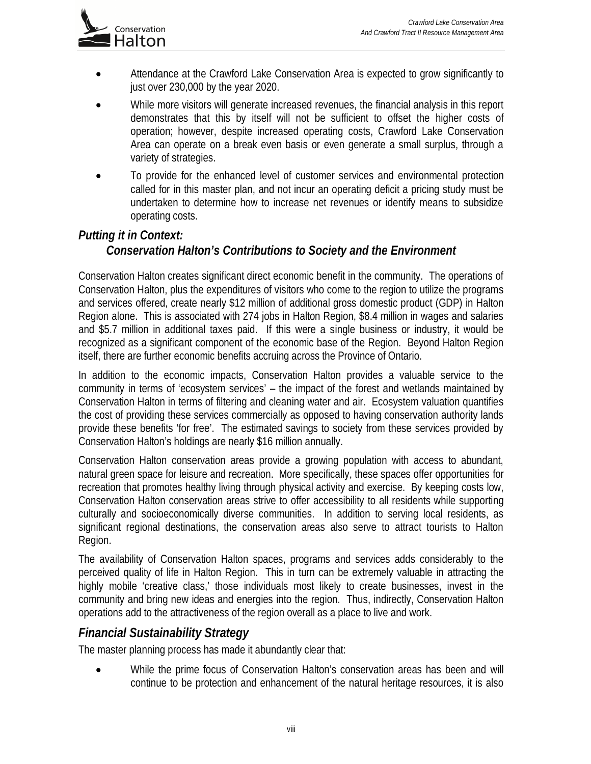- Attendance at the Crawford Lake Conservation Area is expected to grow significantly to just over 230,000 by the year 2020.
- While more visitors will generate increased revenues, the financial analysis in this report demonstrates that this by itself will not be sufficient to offset the higher costs of operation; however, despite increased operating costs, Crawford Lake Conservation Area can operate on a break even basis or even generate a small surplus, through a variety of strategies.
- To provide for the enhanced level of customer services and environmental protection called for in this master plan, and not incur an operating deficit a pricing study must be undertaken to determine how to increase net revenues or identify means to subsidize operating costs.

## *Putting it in Context: Conservation Halton's Contributions to Society and the Environment*

Conservation Halton creates significant direct economic benefit in the community. The operations of Conservation Halton, plus the expenditures of visitors who come to the region to utilize the programs and services offered, create nearly $12 million of additional gross domestic product (GDP) in Halton Region alone. This is associated with 274 jobs in Halton Region, $8.4 million in wages and salaries and $5.7 million in additional taxes paid. If this were a single business or industry, it would be recognized as a significant component of the economic base of the Region. Beyond Halton Region itself, there are further economic benefits accruing across the Province of Ontario.

In addition to the economic impacts, Conservation Halton provides a valuable service to the community in terms of 'ecosystem services' – the impact of the forest and wetlands maintained by Conservation Halton in terms of filtering and cleaning water and air. Ecosystem valuation quantifies the cost of providing these services commercially as opposed to having conservation authority lands provide these benefits 'for free'. The estimated savings to society from these services provided by Conservation Halton's holdings are nearly $16 million annually.

Conservation Halton conservation areas provide a growing population with access to abundant, natural green space for leisure and recreation. More specifically, these spaces offer opportunities for recreation that promotes healthy living through physical activity and exercise. By keeping costs low, Conservation Halton conservation areas strive to offer accessibility to all residents while supporting culturally and socioeconomically diverse communities. In addition to serving local residents, as significant regional destinations, the conservation areas also serve to attract tourists to Halton Region.

The availability of Conservation Halton spaces, programs and services adds considerably to the perceived quality of life in Halton Region. This in turn can be extremely valuable in attracting the highly mobile 'creative class,' those individuals most likely to create businesses, invest in the community and bring new ideas and energies into the region. Thus, indirectly, Conservation Halton operations add to the attractiveness of the region overall as a place to live and work.

## *Financial Sustainability Strategy*

The master planning process has made it abundantly clear that:

- While the prime focus of Conservation Halton's conservation areas has been and will continue to be protection and enhancement of the natural heritage resources, it is also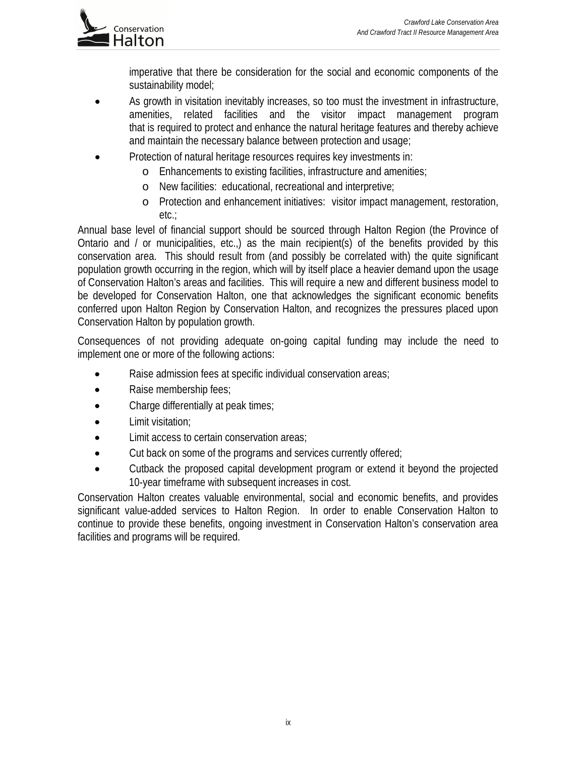imperative that there be consideration for the social and economic components of the sustainability model;

- As growth in visitation inevitably increases, so too must the investment in infrastructure, amenities, related facilities and the visitor impact management program that is required to protect and enhance the natural heritage features and thereby achieve and maintain the necessary balance between protection and usage;
- Protection of natural heritage resources requires key investments in:
  - Enhancements to existing facilities, infrastructure and amenities;
  - New facilities: educational, recreational and interpretive;
  - Protection and enhancement initiatives: visitor impact management, restoration, etc.;

Annual base level of financial support should be sourced through Halton Region (the Province of Ontario and / or municipalities, etc.,) as the main recipient(s) of the benefits provided by this conservation area. This should result from (and possibly be correlated with) the quite significant population growth occurring in the region, which will by itself place a heavier demand upon the usage of Conservation Halton's areas and facilities. This will require a new and different business model to be developed for Conservation Halton, one that acknowledges the significant economic benefits conferred upon Halton Region by Conservation Halton, and recognizes the pressures placed upon Conservation Halton by population growth.

Consequences of not providing adequate on-going capital funding may include the need to implement one or more of the following actions:

- Raise admission fees at specific individual conservation areas;
- Raise membership fees;
- Charge differentially at peak times;
- Limit visitation;
- Limit access to certain conservation areas;
- Cut back on some of the programs and services currently offered;
- Cutback the proposed capital development program or extend it beyond the projected 10-year timeframe with subsequent increases in cost.

Conservation Halton creates valuable environmental, social and economic benefits, and provides significant value-added services to Halton Region. In order to enable Conservation Halton to continue to provide these benefits, ongoing investment in Conservation Halton's conservation area facilities and programs will be required.